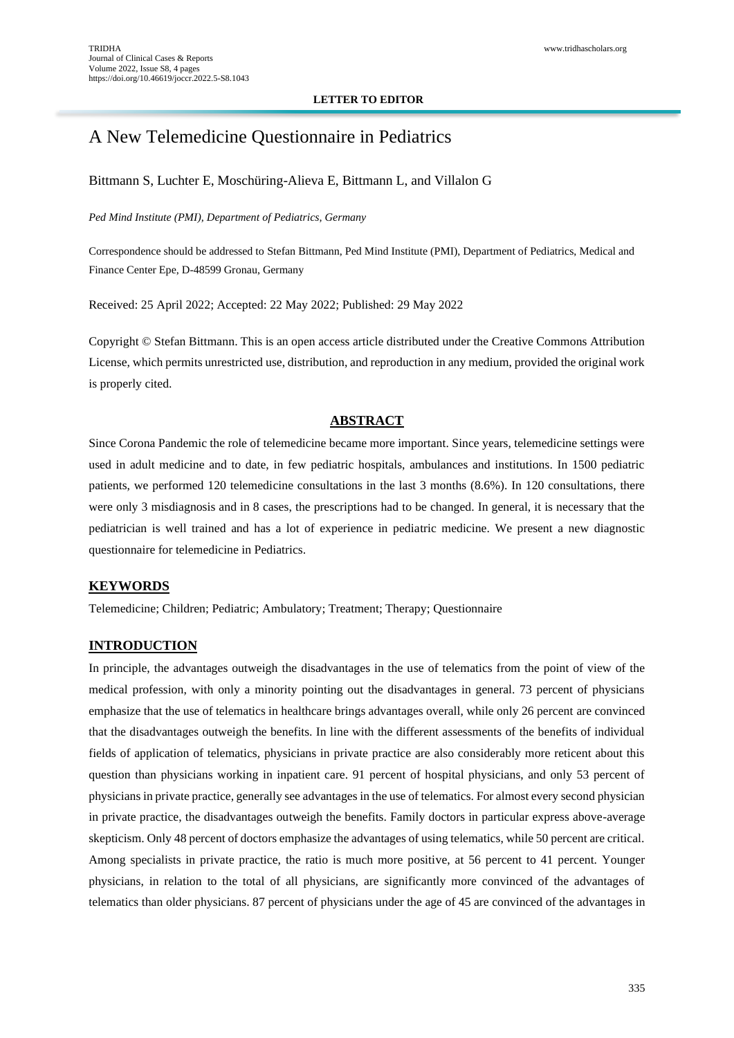**LETTER TO EDITOR**

# A New Telemedicine Questionnaire in Pediatrics

Bittmann S, Luchter E, Moschüring-Alieva E, Bittmann L, and Villalon G

*Ped Mind Institute (PMI), Department of Pediatrics, Germany*

Correspondence should be addressed to Stefan Bittmann, Ped Mind Institute (PMI), Department of Pediatrics, Medical and Finance Center Epe, D-48599 Gronau, Germany

Received: 25 April 2022; Accepted: 22 May 2022; Published: 29 May 2022

Copyright © Stefan Bittmann. This is an open access article distributed under the Creative Commons Attribution License, which permits unrestricted use, distribution, and reproduction in any medium, provided the original work is properly cited.

## ABSTRACT

Since Corona Pandemic the role of telemedicine became more important. Since years, telemedicine settings were used in adult medicine and to date, in few pediatric hospitals, ambulances and institutions. In 1500 pediatric patients, we performed 120 telemedicine consultations in the last 3 months (8.6%). In 120 consultations, there were only 3 misdiagnosis and in 8 cases, the prescriptions had to be changed. In general, it is necessary that the pediatrician is well trained and has a lot of experience in pediatric medicine. We present a new diagnostic questionnaire for telemedicine in Pediatrics.

## KEYWORDS

Telemedicine; Children; Pediatric; Ambulatory; Treatment; Therapy; Questionnaire

## INTRODUCTION

In principle, the advantages outweigh the disadvantages in the use of telematics from the point of view of the medical profession, with only a minority pointing out the disadvantages in general. 73 percent of physicians emphasize that the use of telematics in healthcare brings advantages overall, while only 26 percent are convinced that the disadvantages outweigh the benefits. In line with the different assessments of the benefits of individual fields of application of telematics, physicians in private practice are also considerably more reticent about this question than physicians working in inpatient care. 91 percent of hospital physicians, and only 53 percent of physicians in private practice, generally see advantages in the use of telematics. For almost every second physician in private practice, the disadvantages outweigh the benefits. Family doctors in particular express above-average skepticism. Only 48 percent of doctors emphasize the advantages of using telematics, while 50 percent are critical. Among specialists in private practice, the ratio is much more positive, at 56 percent to 41 percent. Younger physicians, in relation to the total of all physicians, are significantly more convinced of the advantages of telematics than older physicians. 87 percent of physicians under the age of 45 are convinced of the advantages in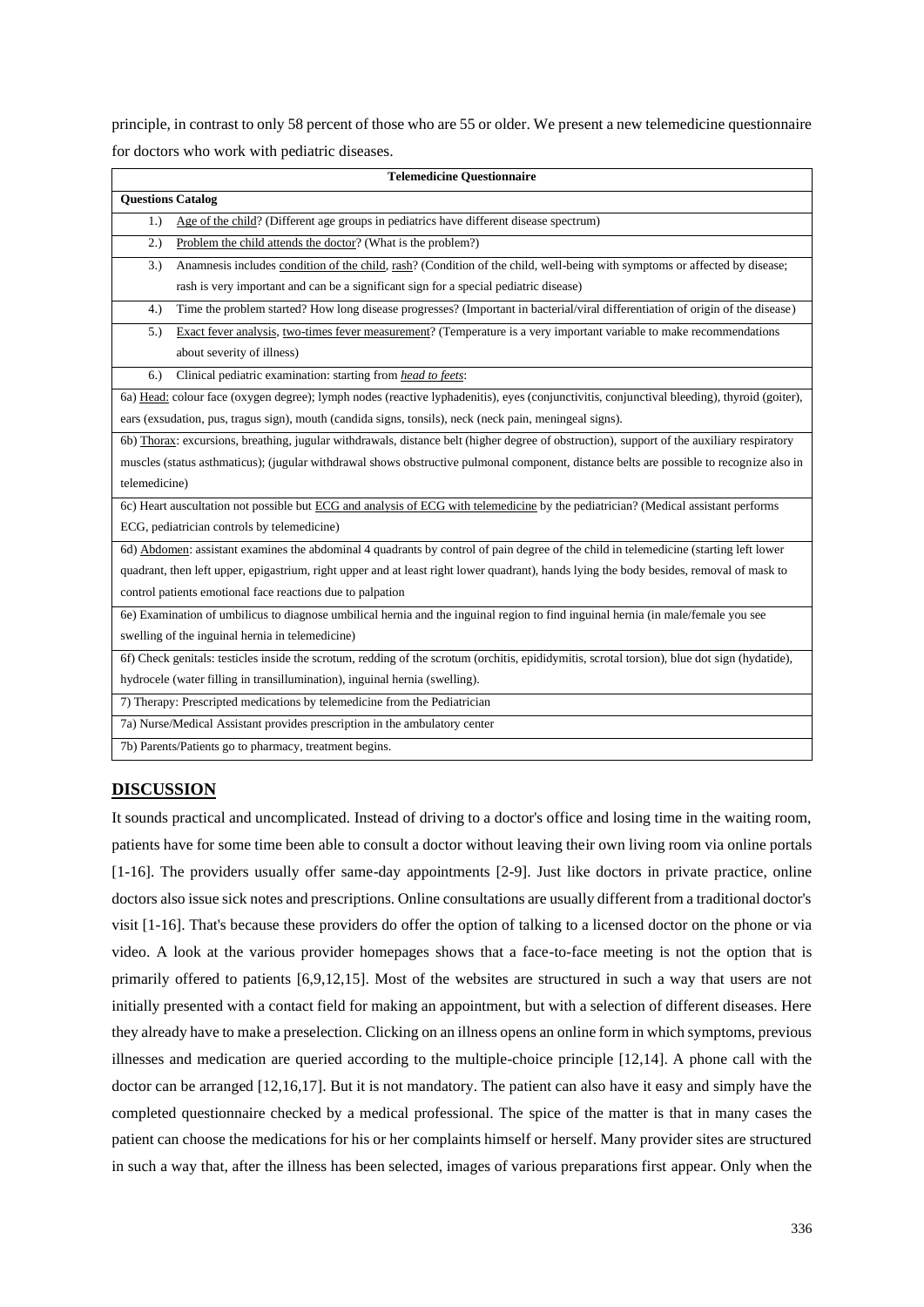principle, in contrast to only 58 percent of those who are 55 or older. We present a new telemedicine questionnaire for doctors who work with pediatric diseases.

| **Telemedicine Questionnaire** |
|---|
| **Questions Catalog** |
| 1.) Age of the child? (Different age groups in pediatrics have different disease spectrum) |
| 2.) Problem the child attends the doctor? (What is the problem?) |
| 3.) Anamnesis includes condition of the child, rash? (Condition of the child, well-being with symptoms or affected by disease; rash is very important and can be a significant sign for a special pediatric disease) |
| 4.) Time the problem started? How long disease progresses? (Important in bacterial/viral differentiation of origin of the disease) |
| 5.) Exact fever analysis, two-times fever measurement? (Temperature is a very important variable to make recommendations about severity of illness) |
| 6.) Clinical pediatric examination: starting from *head to feets*: |
| 6a) Head: colour face (oxygen degree); lymph nodes (reactive lyphadenitis), eyes (conjunctivitis, conjunctival bleeding), thyroid (goiter), ears (exsudation, pus, tragus sign), mouth (candida signs, tonsils), neck (neck pain, meningeal signs). |
| 6b) Thorax: excursions, breathing, jugular withdrawals, distance belt (higher degree of obstruction), support of the auxiliary respiratory muscles (status asthmaticus); (jugular withdrawal shows obstructive pulmonal component, distance belts are possible to recognize also in telemedicine) |
| 6c) Heart auscultation not possible but ECG and analysis of ECG with telemedicine by the pediatrician? (Medical assistant performs ECG, pediatrician controls by telemedicine) |
| 6d) Abdomen: assistant examines the abdominal 4 quadrants by control of pain degree of the child in telemedicine (starting left lower quadrant, then left upper, epigastrium, right upper and at least right lower quadrant), hands lying the body besides, removal of mask to control patients emotional face reactions due to palpation |
| 6e) Examination of umbilicus to diagnose umbilical hernia and the inguinal region to find inguinal hernia (in male/female you see swelling of the inguinal hernia in telemedicine) |
| 6f) Check genitals: testicles inside the scrotum, redding of the scrotum (orchitis, epididymitis, scrotal torsion), blue dot sign (hydatide), hydrocele (water filling in transillumination), inguinal hernia (swelling). |
| 7) Therapy: Prescripted medications by telemedicine from the Pediatrician |
| 7a) Nurse/Medical Assistant provides prescription in the ambulatory center |
| 7b) Parents/Patients go to pharmacy, treatment begins. |

## DISCUSSION

It sounds practical and uncomplicated. Instead of driving to a doctor's office and losing time in the waiting room, patients have for some time been able to consult a doctor without leaving their own living room via online portals [1-16]. The providers usually offer same-day appointments [2-9]. Just like doctors in private practice, online doctors also issue sick notes and prescriptions. Online consultations are usually different from a traditional doctor's visit [1-16]. That's because these providers do offer the option of talking to a licensed doctor on the phone or via video. A look at the various provider homepages shows that a face-to-face meeting is not the option that is primarily offered to patients [6,9,12,15]. Most of the websites are structured in such a way that users are not initially presented with a contact field for making an appointment, but with a selection of different diseases. Here they already have to make a preselection. Clicking on an illness opens an online form in which symptoms, previous illnesses and medication are queried according to the multiple-choice principle [12,14]. A phone call with the doctor can be arranged [12,16,17]. But it is not mandatory. The patient can also have it easy and simply have the completed questionnaire checked by a medical professional. The spice of the matter is that in many cases the patient can choose the medications for his or her complaints himself or herself. Many provider sites are structured in such a way that, after the illness has been selected, images of various preparations first appear. Only when the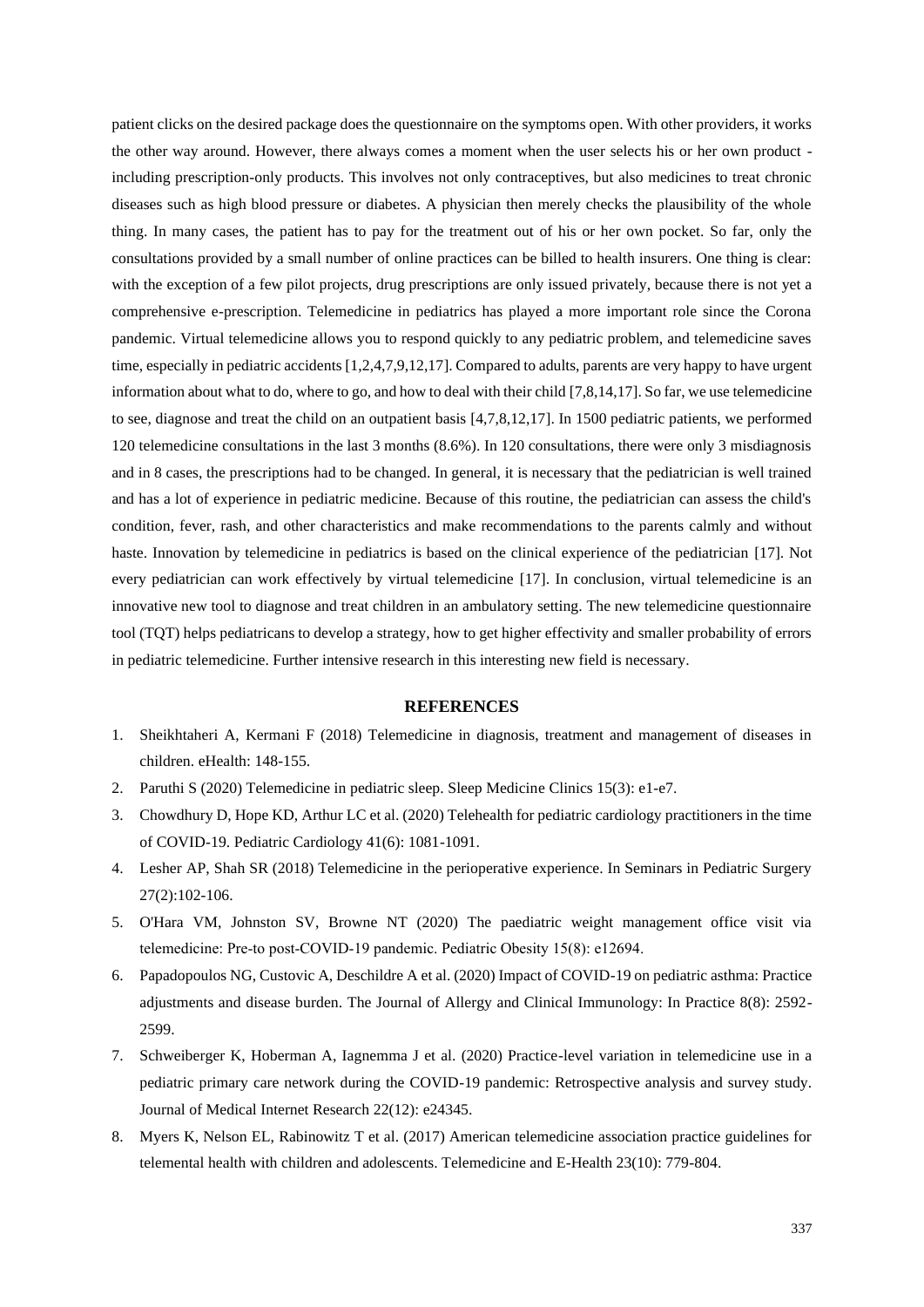patient clicks on the desired package does the questionnaire on the symptoms open. With other providers, it works the other way around. However, there always comes a moment when the user selects his or her own product - including prescription-only products. This involves not only contraceptives, but also medicines to treat chronic diseases such as high blood pressure or diabetes. A physician then merely checks the plausibility of the whole thing. In many cases, the patient has to pay for the treatment out of his or her own pocket. So far, only the consultations provided by a small number of online practices can be billed to health insurers. One thing is clear: with the exception of a few pilot projects, drug prescriptions are only issued privately, because there is not yet a comprehensive e-prescription. Telemedicine in pediatrics has played a more important role since the Corona pandemic. Virtual telemedicine allows you to respond quickly to any pediatric problem, and telemedicine saves time, especially in pediatric accidents [1,2,4,7,9,12,17]. Compared to adults, parents are very happy to have urgent information about what to do, where to go, and how to deal with their child [7,8,14,17]. So far, we use telemedicine to see, diagnose and treat the child on an outpatient basis [4,7,8,12,17]. In 1500 pediatric patients, we performed 120 telemedicine consultations in the last 3 months (8.6%). In 120 consultations, there were only 3 misdiagnosis and in 8 cases, the prescriptions had to be changed. In general, it is necessary that the pediatrician is well trained and has a lot of experience in pediatric medicine. Because of this routine, the pediatrician can assess the child's condition, fever, rash, and other characteristics and make recommendations to the parents calmly and without haste. Innovation by telemedicine in pediatrics is based on the clinical experience of the pediatrician [17]. Not every pediatrician can work effectively by virtual telemedicine [17]. In conclusion, virtual telemedicine is an innovative new tool to diagnose and treat children in an ambulatory setting. The new telemedicine questionnaire tool (TQT) helps pediatricans to develop a strategy, how to get higher effectivity and smaller probability of errors in pediatric telemedicine. Further intensive research in this interesting new field is necessary.

## REFERENCES

1. Sheikhtaheri A, Kermani F (2018) Telemedicine in diagnosis, treatment and management of diseases in children. eHealth: 148-155.
2. Paruthi S (2020) Telemedicine in pediatric sleep. Sleep Medicine Clinics 15(3): e1-e7.
3. Chowdhury D, Hope KD, Arthur LC et al. (2020) Telehealth for pediatric cardiology practitioners in the time of COVID-19. Pediatric Cardiology 41(6): 1081-1091.
4. Lesher AP, Shah SR (2018) Telemedicine in the perioperative experience. In Seminars in Pediatric Surgery 27(2):102-106.
5. O'Hara VM, Johnston SV, Browne NT (2020) The paediatric weight management office visit via telemedicine: Pre-to post-COVID-19 pandemic. Pediatric Obesity 15(8): e12694.
6. Papadopoulos NG, Custovic A, Deschildre A et al. (2020) Impact of COVID-19 on pediatric asthma: Practice adjustments and disease burden. The Journal of Allergy and Clinical Immunology: In Practice 8(8): 2592-2599.
7. Schweiberger K, Hoberman A, Iagnemma J et al. (2020) Practice-level variation in telemedicine use in a pediatric primary care network during the COVID-19 pandemic: Retrospective analysis and survey study. Journal of Medical Internet Research 22(12): e24345.
8. Myers K, Nelson EL, Rabinowitz T et al. (2017) American telemedicine association practice guidelines for telemental health with children and adolescents. Telemedicine and E-Health 23(10): 779-804.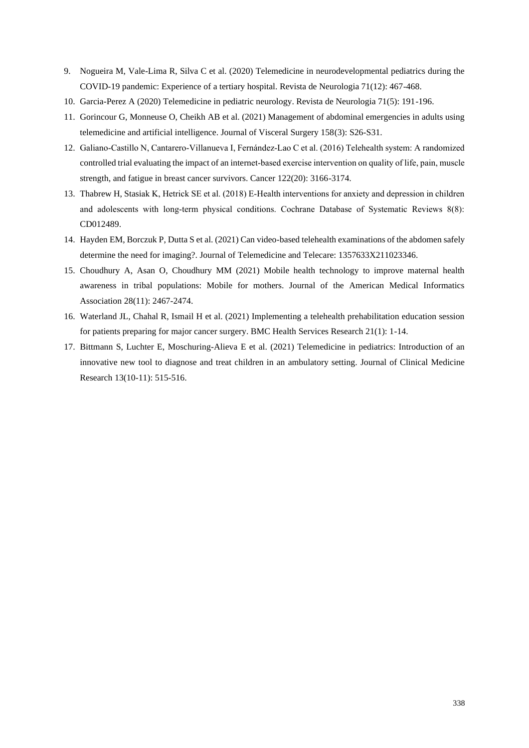9. Nogueira M, Vale-Lima R, Silva C et al. (2020) Telemedicine in neurodevelopmental pediatrics during the COVID-19 pandemic: Experience of a tertiary hospital. Revista de Neurologia 71(12): 467-468.
10. Garcia-Perez A (2020) Telemedicine in pediatric neurology. Revista de Neurologia 71(5): 191-196.
11. Gorincour G, Monneuse O, Cheikh AB et al. (2021) Management of abdominal emergencies in adults using telemedicine and artificial intelligence. Journal of Visceral Surgery 158(3): S26-S31.
12. Galiano-Castillo N, Cantarero-Villanueva I, Fernández-Lao C et al. (2016) Telehealth system: A randomized controlled trial evaluating the impact of an internet-based exercise intervention on quality of life, pain, muscle strength, and fatigue in breast cancer survivors. Cancer 122(20): 3166-3174.
13. Thabrew H, Stasiak K, Hetrick SE et al. (2018) E-Health interventions for anxiety and depression in children and adolescents with long-term physical conditions. Cochrane Database of Systematic Reviews 8(8): CD012489.
14. Hayden EM, Borczuk P, Dutta S et al. (2021) Can video-based telehealth examinations of the abdomen safely determine the need for imaging?. Journal of Telemedicine and Telecare: 1357633X211023346.
15. Choudhury A, Asan O, Choudhury MM (2021) Mobile health technology to improve maternal health awareness in tribal populations: Mobile for mothers. Journal of the American Medical Informatics Association 28(11): 2467-2474.
16. Waterland JL, Chahal R, Ismail H et al. (2021) Implementing a telehealth prehabilitation education session for patients preparing for major cancer surgery. BMC Health Services Research 21(1): 1-14.
17. Bittmann S, Luchter E, Moschuring-Alieva E et al. (2021) Telemedicine in pediatrics: Introduction of an innovative new tool to diagnose and treat children in an ambulatory setting. Journal of Clinical Medicine Research 13(10-11): 515-516.